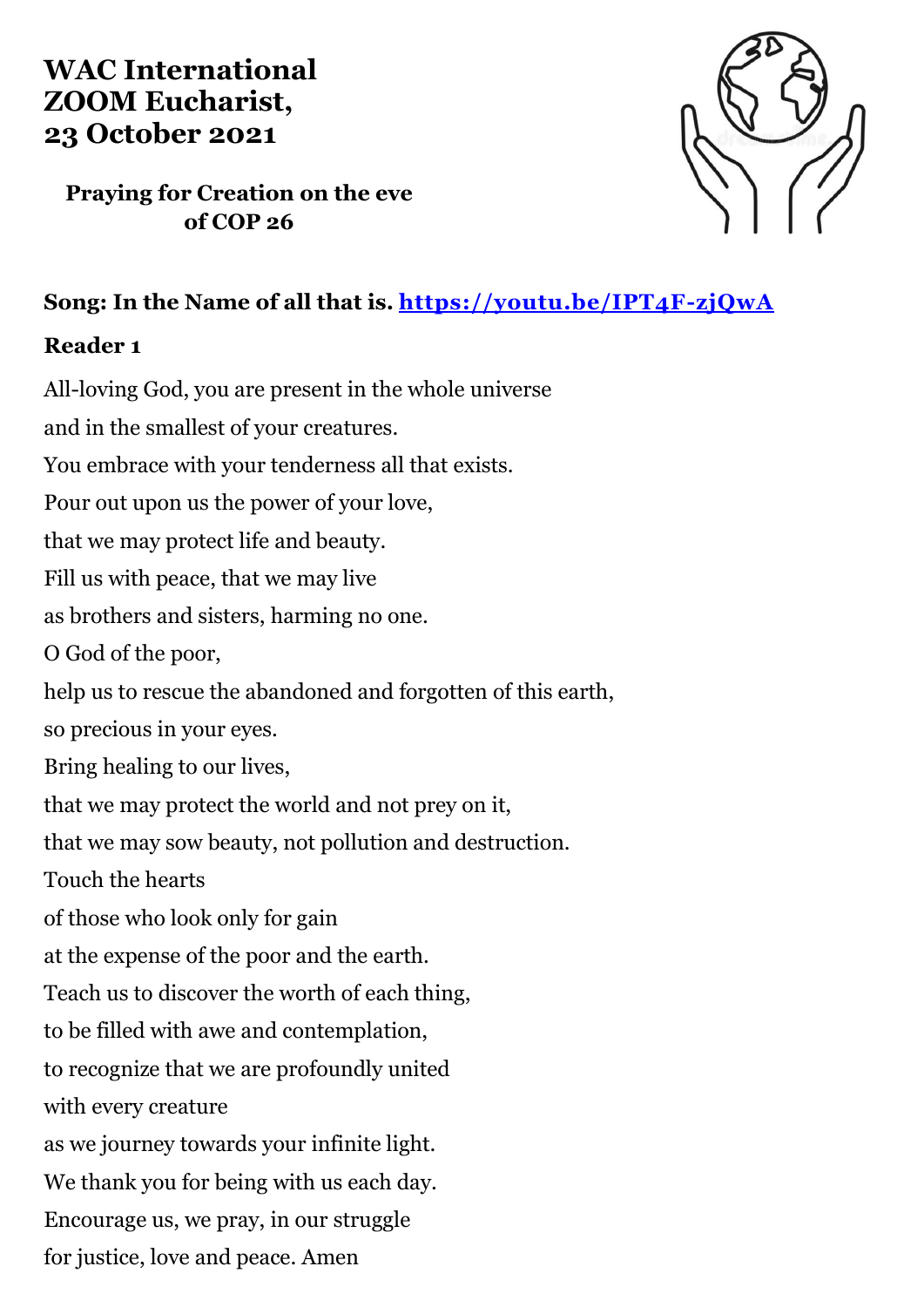# WAC International ZOOM Eucharist, 23 October 2021

**Praying for Creation on the eve of COP 26**

**Song: In the Name of all that is. [https://youtu.be/IPT4F-zjQwA](https://youtu.be/IPT4F-zjQwA)**

**Reader 1**

All-loving God, you are present in the whole universe
and in the smallest of your creatures.
You embrace with your tenderness all that exists.
Pour out upon us the power of your love,
that we may protect life and beauty.
Fill us with peace, that we may live
as brothers and sisters, harming no one.
O God of the poor,
help us to rescue the abandoned and forgotten of this earth,
so precious in your eyes.
Bring healing to our lives,
that we may protect the world and not prey on it,
that we may sow beauty, not pollution and destruction.
Touch the hearts
of those who look only for gain
at the expense of the poor and the earth.
Teach us to discover the worth of each thing,
to be filled with awe and contemplation,
to recognize that we are profoundly united
with every creature
as we journey towards your infinite light.
We thank you for being with us each day.
Encourage us, we pray, in our struggle
for justice, love and peace. Amen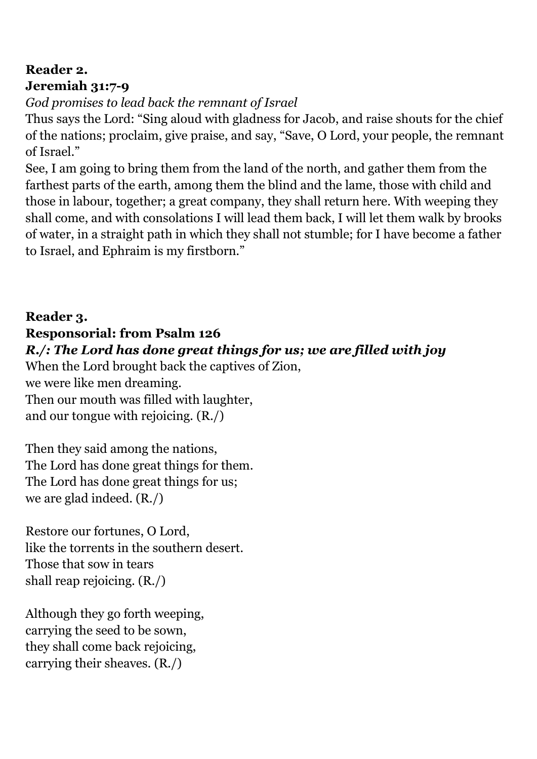**Reader 2.**
**Jeremiah 31:7-9**

*God promises to lead back the remnant of Israel*

Thus says the Lord: “Sing aloud with gladness for Jacob, and raise shouts for the chief of the nations; proclaim, give praise, and say, “Save, O Lord, your people, the remnant of Israel.”

See, I am going to bring them from the land of the north, and gather them from the farthest parts of the earth, among them the blind and the lame, those with child and those in labour, together; a great company, they shall return here. With weeping they shall come, and with consolations I will lead them back, I will let them walk by brooks of water, in a straight path in which they shall not stumble; for I have become a father to Israel, and Ephraim is my firstborn.”

**Reader 3.**
**Responsorial: from Psalm 126**

***R./: The Lord has done great things for us; we are filled with joy***

When the Lord brought back the captives of Zion,
we were like men dreaming.
Then our mouth was filled with laughter,
and our tongue with rejoicing. (R./)

Then they said among the nations,
The Lord has done great things for them.
The Lord has done great things for us;
we are glad indeed. (R./)

Restore our fortunes, O Lord,
like the torrents in the southern desert.
Those that sow in tears
shall reap rejoicing. (R./)

Although they go forth weeping,
carrying the seed to be sown,
they shall come back rejoicing,
carrying their sheaves. (R./)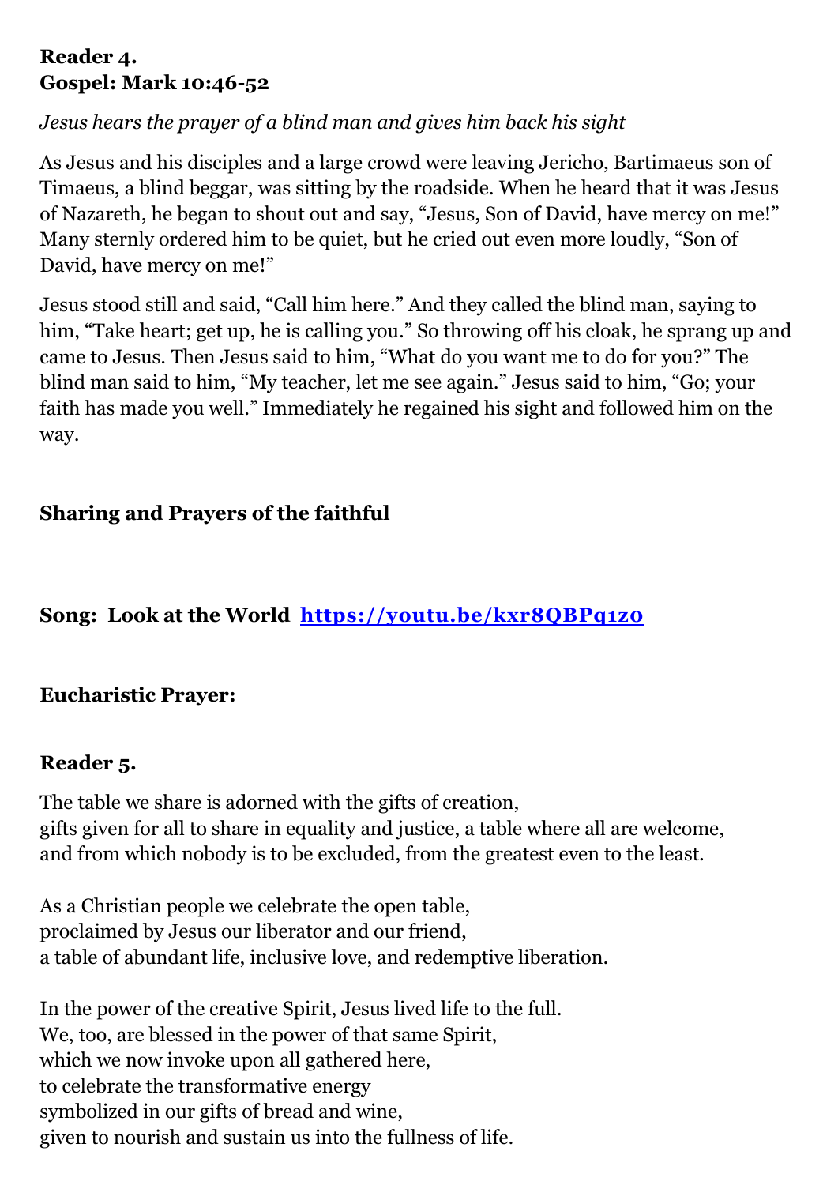**Reader 4.**
**Gospel: Mark 10:46-52**

*Jesus hears the prayer of a blind man and gives him back his sight*

As Jesus and his disciples and a large crowd were leaving Jericho, Bartimaeus son of Timaeus, a blind beggar, was sitting by the roadside. When he heard that it was Jesus of Nazareth, he began to shout out and say, "Jesus, Son of David, have mercy on me!" Many sternly ordered him to be quiet, but he cried out even more loudly, "Son of David, have mercy on me!"

Jesus stood still and said, "Call him here." And they called the blind man, saying to him, "Take heart; get up, he is calling you." So throwing off his cloak, he sprang up and came to Jesus. Then Jesus said to him, "What do you want me to do for you?" The blind man said to him, "My teacher, let me see again." Jesus said to him, "Go; your faith has made you well." Immediately he regained his sight and followed him on the way.

**Sharing and Prayers of the faithful**

**Song: Look at the World [https://youtu.be/kxr8QBPq1z0](https://youtu.be/kxr8QBPq1z0)**

**Eucharistic Prayer:**

**Reader 5.**

The table we share is adorned with the gifts of creation,
gifts given for all to share in equality and justice, a table where all are welcome,
and from which nobody is to be excluded, from the greatest even to the least.

As a Christian people we celebrate the open table,
proclaimed by Jesus our liberator and our friend,
a table of abundant life, inclusive love, and redemptive liberation.

In the power of the creative Spirit, Jesus lived life to the full.
We, too, are blessed in the power of that same Spirit,
which we now invoke upon all gathered here,
to celebrate the transformative energy
symbolized in our gifts of bread and wine,
given to nourish and sustain us into the fullness of life.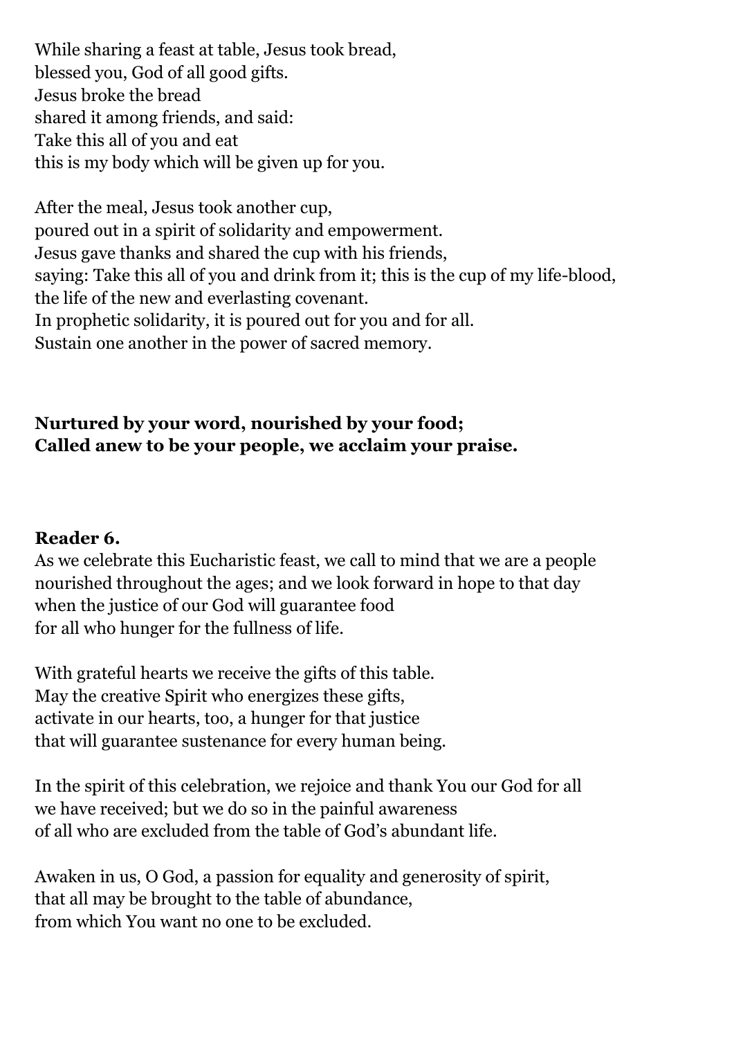While sharing a feast at table, Jesus took bread,
blessed you, God of all good gifts.
Jesus broke the bread
shared it among friends, and said:
Take this all of you and eat
this is my body which will be given up for you.

After the meal, Jesus took another cup,
poured out in a spirit of solidarity and empowerment.
Jesus gave thanks and shared the cup with his friends,
saying: Take this all of you and drink from it; this is the cup of my life-blood,
the life of the new and everlasting covenant.
In prophetic solidarity, it is poured out for you and for all.
Sustain one another in the power of sacred memory.

**Nurtured by your word, nourished by your food;**
**Called anew to be your people, we acclaim your praise.**

**Reader 6.**
As we celebrate this Eucharistic feast, we call to mind that we are a people
nourished throughout the ages; and we look forward in hope to that day
when the justice of our God will guarantee food
for all who hunger for the fullness of life.

With grateful hearts we receive the gifts of this table.
May the creative Spirit who energizes these gifts,
activate in our hearts, too, a hunger for that justice
that will guarantee sustenance for every human being.

In the spirit of this celebration, we rejoice and thank You our God for all
we have received; but we do so in the painful awareness
of all who are excluded from the table of God's abundant life.

Awaken in us, O God, a passion for equality and generosity of spirit,
that all may be brought to the table of abundance,
from which You want no one to be excluded.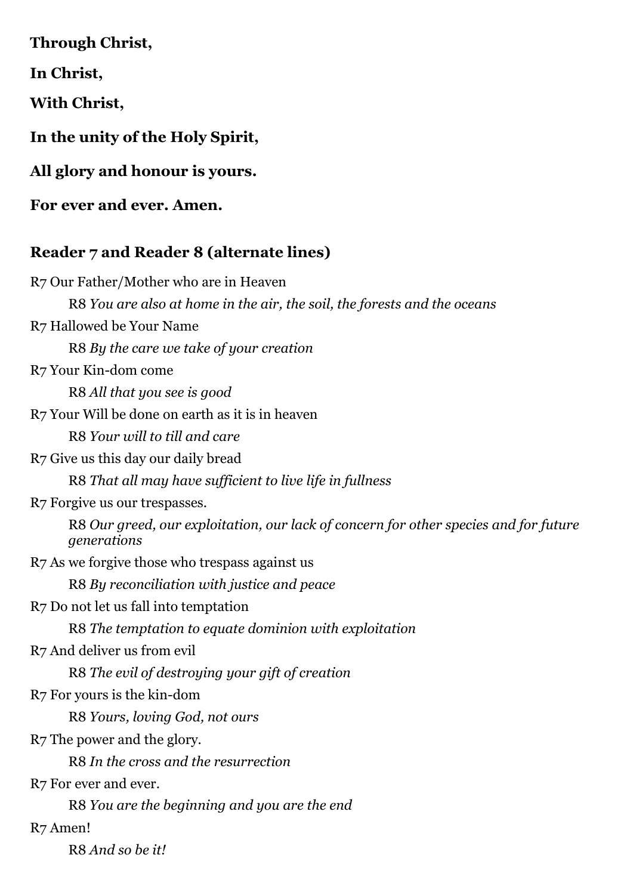**Through Christ,**

**In Christ,**

**With Christ,**

**In the unity of the Holy Spirit,**

**All glory and honour is yours.**

**For ever and ever. Amen.**

### Reader 7 and Reader 8 (alternate lines)

R7 Our Father/Mother who are in Heaven

> R8 *You are also at home in the air, the soil, the forests and the oceans*

R7 Hallowed be Your Name

> R8 *By the care we take of your creation*

R7 Your Kin-dom come

> R8 *All that you see is good*

R7 Your Will be done on earth as it is in heaven

> R8 *Your will to till and care*

R7 Give us this day our daily bread

> R8 *That all may have sufficient to live life in fullness*

R7 Forgive us our trespasses.

> R8 *Our greed, our exploitation, our lack of concern for other species and for future generations*

R7 As we forgive those who trespass against us

> R8 *By reconciliation with justice and peace*

R7 Do not let us fall into temptation

> R8 *The temptation to equate dominion with exploitation*

R7 And deliver us from evil

> R8 *The evil of destroying your gift of creation*

R7 For yours is the kin-dom

> R8 *Yours, loving God, not ours*

R7 The power and the glory.

> R8 *In the cross and the resurrection*

R7 For ever and ever.

> R8 *You are the beginning and you are the end*

R7 Amen!

> R8 *And so be it!*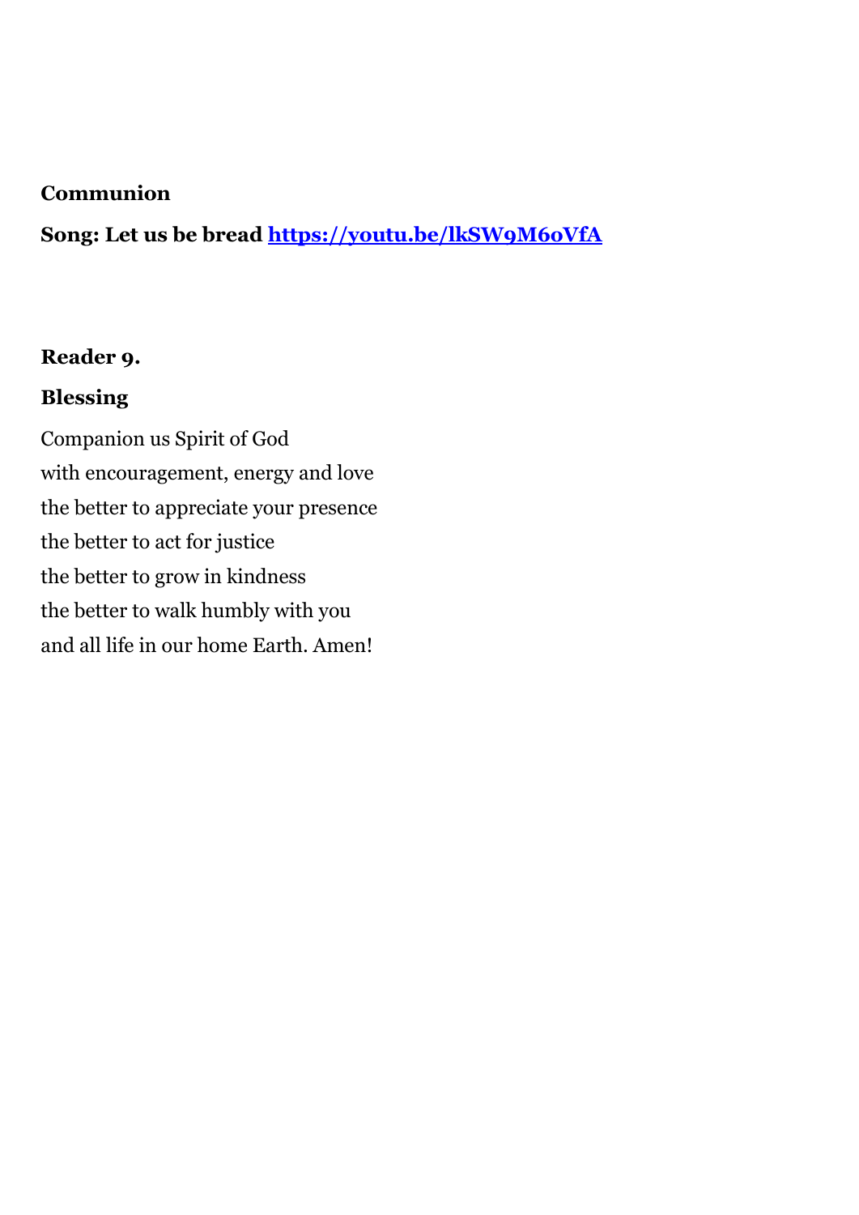**Communion**

**Song: Let us be bread [https://youtu.be/lkSW9M6oVfA](https://youtu.be/lkSW9M6oVfA)**

**Reader 9.**

**Blessing**

Companion us Spirit of God
with encouragement, energy and love
the better to appreciate your presence
the better to act for justice
the better to grow in kindness
the better to walk humbly with you
and all life in our home Earth. Amen!